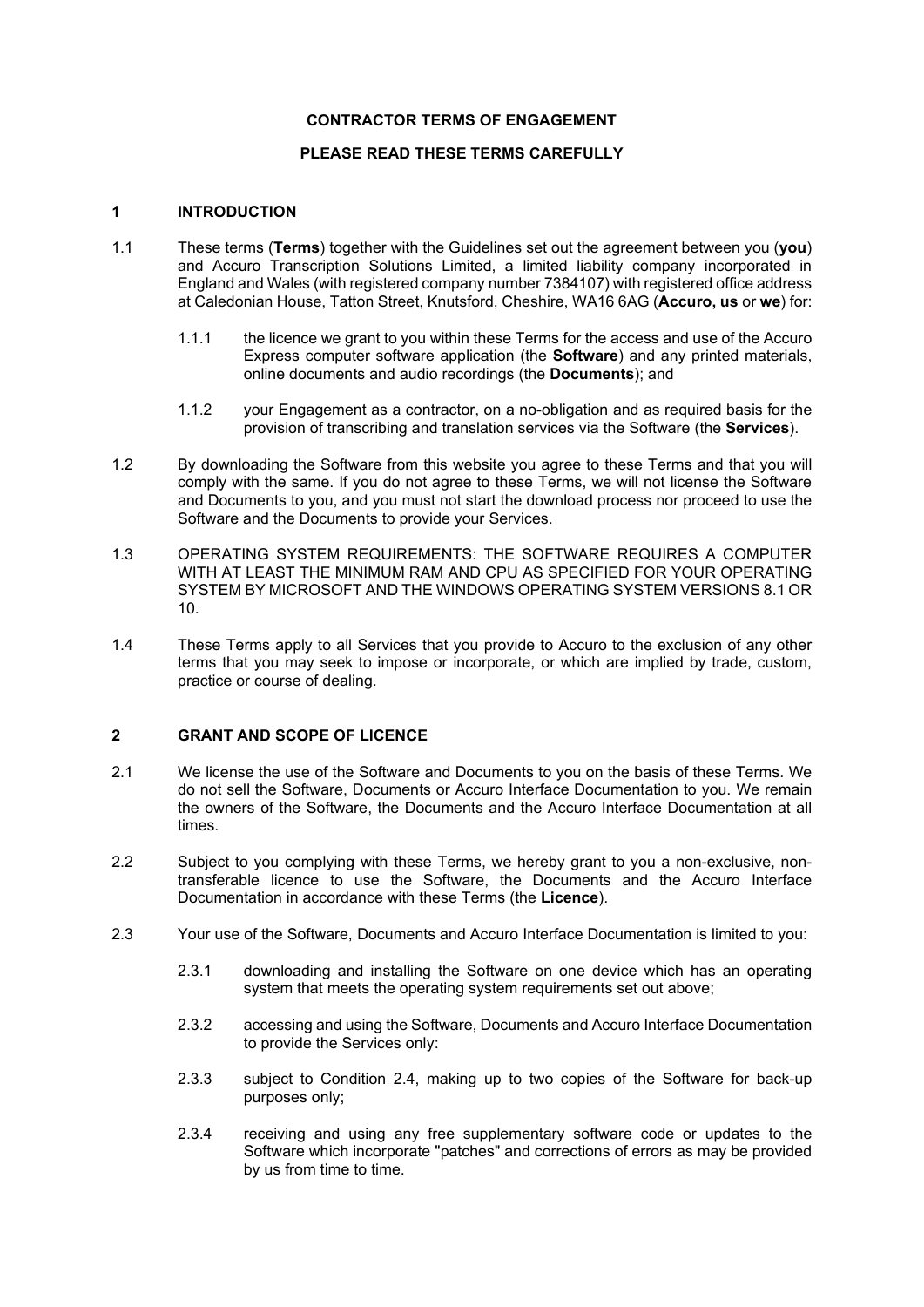**CONTRACTOR TERMS OF ENGAGEMENT**

**PLEASE READ THESE TERMS CAREFULLY**

## 1 INTRODUCTION

1.1 These terms (**Terms**) together with the Guidelines set out the agreement between you (**you**) and Accuro Transcription Solutions Limited, a limited liability company incorporated in England and Wales (with registered company number 7384107) with registered office address at Caledonian House, Tatton Street, Knutsford, Cheshire, WA16 6AG (**Accuro, us** or **we**) for:

1.1.1 the licence we grant to you within these Terms for the access and use of the Accuro Express computer software application (the **Software**) and any printed materials, online documents and audio recordings (the **Documents**); and

1.1.2 your Engagement as a contractor, on a no-obligation and as required basis for the provision of transcribing and translation services via the Software (the **Services**).

1.2 By downloading the Software from this website you agree to these Terms and that you will comply with the same. If you do not agree to these Terms, we will not license the Software and Documents to you, and you must not start the download process nor proceed to use the Software and the Documents to provide your Services.

1.3 OPERATING SYSTEM REQUIREMENTS: THE SOFTWARE REQUIRES A COMPUTER WITH AT LEAST THE MINIMUM RAM AND CPU AS SPECIFIED FOR YOUR OPERATING SYSTEM BY MICROSOFT AND THE WINDOWS OPERATING SYSTEM VERSIONS 8.1 OR 10.

1.4 These Terms apply to all Services that you provide to Accuro to the exclusion of any other terms that you may seek to impose or incorporate, or which are implied by trade, custom, practice or course of dealing.

## 2 GRANT AND SCOPE OF LICENCE

2.1 We license the use of the Software and Documents to you on the basis of these Terms. We do not sell the Software, Documents or Accuro Interface Documentation to you. We remain the owners of the Software, the Documents and the Accuro Interface Documentation at all times.

2.2 Subject to you complying with these Terms, we hereby grant to you a non-exclusive, non-transferable licence to use the Software, the Documents and the Accuro Interface Documentation in accordance with these Terms (the **Licence**).

2.3 Your use of the Software, Documents and Accuro Interface Documentation is limited to you:

2.3.1 downloading and installing the Software on one device which has an operating system that meets the operating system requirements set out above;

2.3.2 accessing and using the Software, Documents and Accuro Interface Documentation to provide the Services only:

2.3.3 subject to Condition 2.4, making up to two copies of the Software for back-up purposes only;

2.3.4 receiving and using any free supplementary software code or updates to the Software which incorporate "patches" and corrections of errors as may be provided by us from time to time.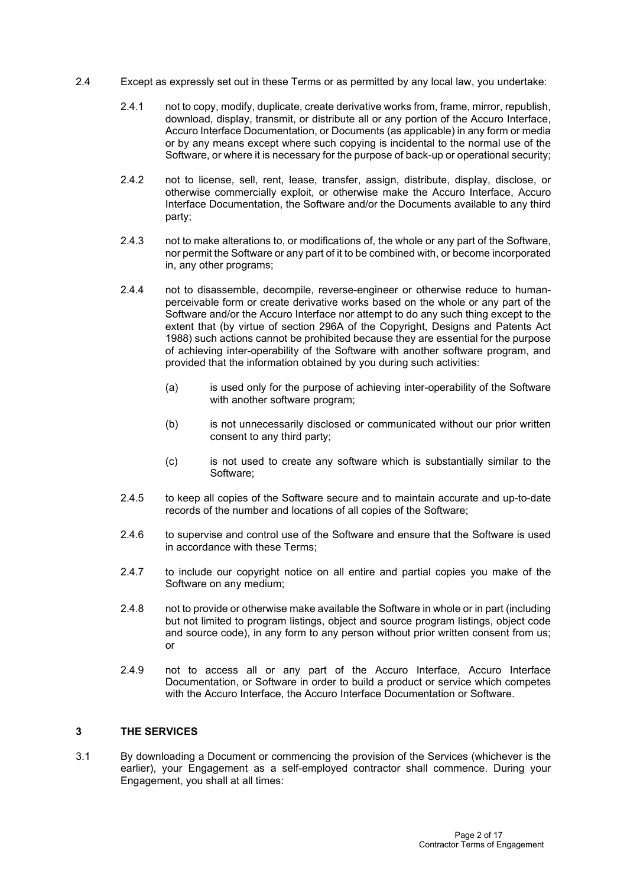2.4 Except as expressly set out in these Terms or as permitted by any local law, you undertake:

2.4.1 not to copy, modify, duplicate, create derivative works from, frame, mirror, republish, download, display, transmit, or distribute all or any portion of the Accuro Interface, Accuro Interface Documentation, or Documents (as applicable) in any form or media or by any means except where such copying is incidental to the normal use of the Software, or where it is necessary for the purpose of back-up or operational security;

2.4.2 not to license, sell, rent, lease, transfer, assign, distribute, display, disclose, or otherwise commercially exploit, or otherwise make the Accuro Interface, Accuro Interface Documentation, the Software and/or the Documents available to any third party;

2.4.3 not to make alterations to, or modifications of, the whole or any part of the Software, nor permit the Software or any part of it to be combined with, or become incorporated in, any other programs;

2.4.4 not to disassemble, decompile, reverse-engineer or otherwise reduce to human-perceivable form or create derivative works based on the whole or any part of the Software and/or the Accuro Interface nor attempt to do any such thing except to the extent that (by virtue of section 296A of the Copyright, Designs and Patents Act 1988) such actions cannot be prohibited because they are essential for the purpose of achieving inter-operability of the Software with another software program, and provided that the information obtained by you during such activities:

(a) is used only for the purpose of achieving inter-operability of the Software with another software program;

(b) is not unnecessarily disclosed or communicated without our prior written consent to any third party;

(c) is not used to create any software which is substantially similar to the Software;

2.4.5 to keep all copies of the Software secure and to maintain accurate and up-to-date records of the number and locations of all copies of the Software;

2.4.6 to supervise and control use of the Software and ensure that the Software is used in accordance with these Terms;

2.4.7 to include our copyright notice on all entire and partial copies you make of the Software on any medium;

2.4.8 not to provide or otherwise make available the Software in whole or in part (including but not limited to program listings, object and source program listings, object code and source code), in any form to any person without prior written consent from us; or

2.4.9 not to access all or any part of the Accuro Interface, Accuro Interface Documentation, or Software in order to build a product or service which competes with the Accuro Interface, the Accuro Interface Documentation or Software.

## 3 THE SERVICES

3.1 By downloading a Document or commencing the provision of the Services (whichever is the earlier), your Engagement as a self-employed contractor shall commence. During your Engagement, you shall at all times: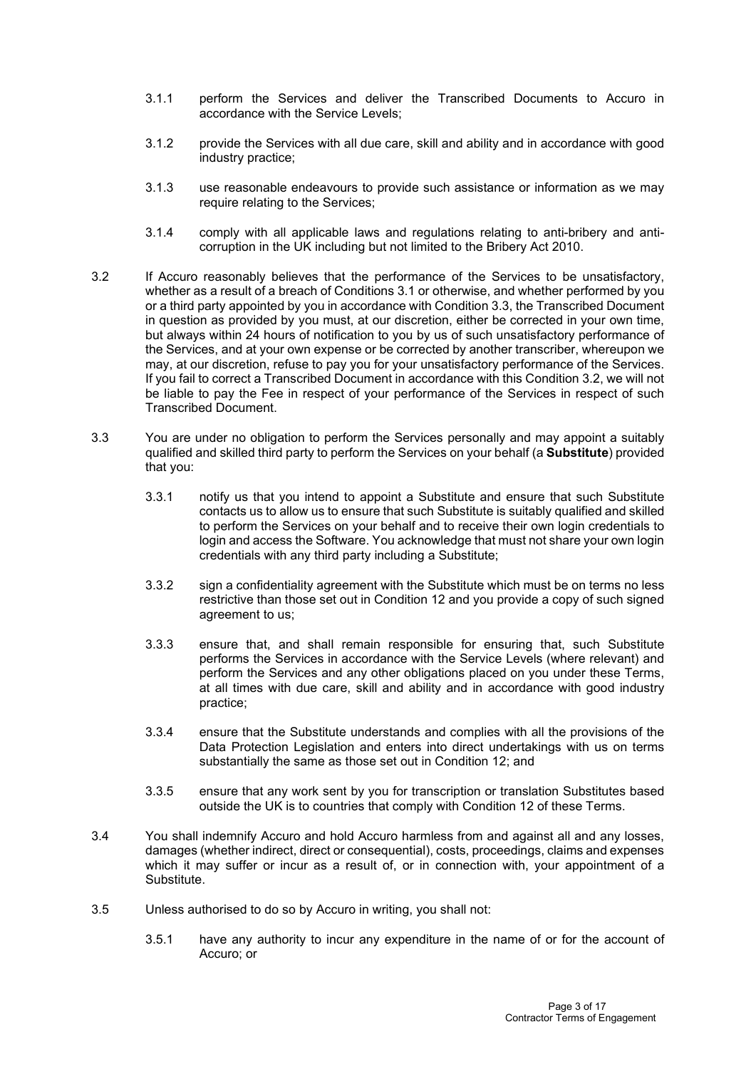3.1.1 perform the Services and deliver the Transcribed Documents to Accuro in accordance with the Service Levels;

3.1.2 provide the Services with all due care, skill and ability and in accordance with good industry practice;

3.1.3 use reasonable endeavours to provide such assistance or information as we may require relating to the Services;

3.1.4 comply with all applicable laws and regulations relating to anti-bribery and anti-corruption in the UK including but not limited to the Bribery Act 2010.

3.2 If Accuro reasonably believes that the performance of the Services to be unsatisfactory, whether as a result of a breach of Conditions 3.1 or otherwise, and whether performed by you or a third party appointed by you in accordance with Condition 3.3, the Transcribed Document in question as provided by you must, at our discretion, either be corrected in your own time, but always within 24 hours of notification to you by us of such unsatisfactory performance of the Services, and at your own expense or be corrected by another transcriber, whereupon we may, at our discretion, refuse to pay you for your unsatisfactory performance of the Services. If you fail to correct a Transcribed Document in accordance with this Condition 3.2, we will not be liable to pay the Fee in respect of your performance of the Services in respect of such Transcribed Document.

3.3 You are under no obligation to perform the Services personally and may appoint a suitably qualified and skilled third party to perform the Services on your behalf (a **Substitute**) provided that you:

3.3.1 notify us that you intend to appoint a Substitute and ensure that such Substitute contacts us to allow us to ensure that such Substitute is suitably qualified and skilled to perform the Services on your behalf and to receive their own login credentials to login and access the Software. You acknowledge that must not share your own login credentials with any third party including a Substitute;

3.3.2 sign a confidentiality agreement with the Substitute which must be on terms no less restrictive than those set out in Condition 12 and you provide a copy of such signed agreement to us;

3.3.3 ensure that, and shall remain responsible for ensuring that, such Substitute performs the Services in accordance with the Service Levels (where relevant) and perform the Services and any other obligations placed on you under these Terms, at all times with due care, skill and ability and in accordance with good industry practice;

3.3.4 ensure that the Substitute understands and complies with all the provisions of the Data Protection Legislation and enters into direct undertakings with us on terms substantially the same as those set out in Condition 12; and

3.3.5 ensure that any work sent by you for transcription or translation Substitutes based outside the UK is to countries that comply with Condition 12 of these Terms.

3.4 You shall indemnify Accuro and hold Accuro harmless from and against all and any losses, damages (whether indirect, direct or consequential), costs, proceedings, claims and expenses which it may suffer or incur as a result of, or in connection with, your appointment of a Substitute.

3.5 Unless authorised to do so by Accuro in writing, you shall not:

3.5.1 have any authority to incur any expenditure in the name of or for the account of Accuro; or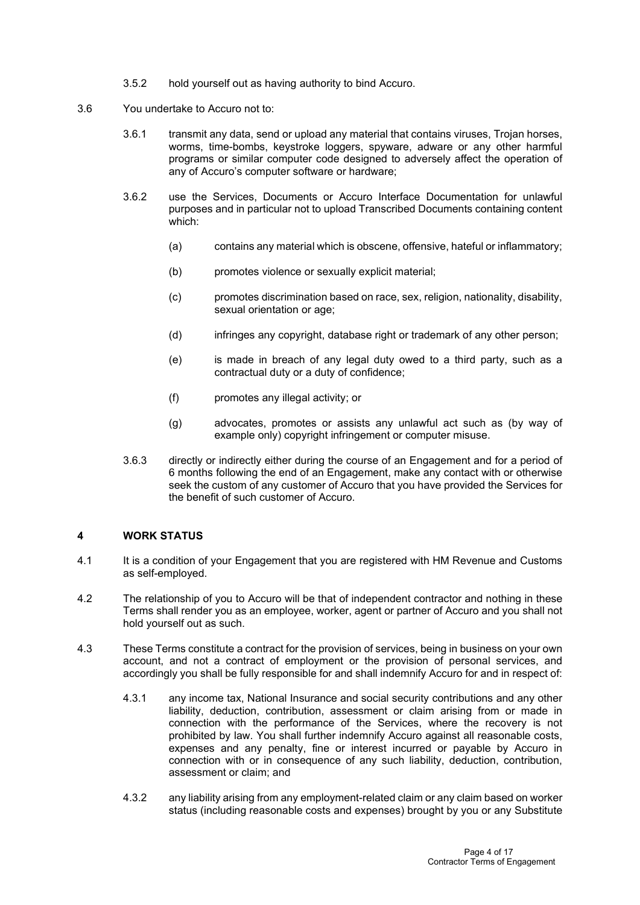3.5.2 hold yourself out as having authority to bind Accuro.

3.6 You undertake to Accuro not to:

3.6.1 transmit any data, send or upload any material that contains viruses, Trojan horses, worms, time-bombs, keystroke loggers, spyware, adware or any other harmful programs or similar computer code designed to adversely affect the operation of any of Accuro's computer software or hardware;

3.6.2 use the Services, Documents or Accuro Interface Documentation for unlawful purposes and in particular not to upload Transcribed Documents containing content which:

(a) contains any material which is obscene, offensive, hateful or inflammatory;

(b) promotes violence or sexually explicit material;

(c) promotes discrimination based on race, sex, religion, nationality, disability, sexual orientation or age;

(d) infringes any copyright, database right or trademark of any other person;

(e) is made in breach of any legal duty owed to a third party, such as a contractual duty or a duty of confidence;

(f) promotes any illegal activity; or

(g) advocates, promotes or assists any unlawful act such as (by way of example only) copyright infringement or computer misuse.

3.6.3 directly or indirectly either during the course of an Engagement and for a period of 6 months following the end of an Engagement, make any contact with or otherwise seek the custom of any customer of Accuro that you have provided the Services for the benefit of such customer of Accuro.

## 4 WORK STATUS

4.1 It is a condition of your Engagement that you are registered with HM Revenue and Customs as self-employed.

4.2 The relationship of you to Accuro will be that of independent contractor and nothing in these Terms shall render you as an employee, worker, agent or partner of Accuro and you shall not hold yourself out as such.

4.3 These Terms constitute a contract for the provision of services, being in business on your own account, and not a contract of employment or the provision of personal services, and accordingly you shall be fully responsible for and shall indemnify Accuro for and in respect of:

4.3.1 any income tax, National Insurance and social security contributions and any other liability, deduction, contribution, assessment or claim arising from or made in connection with the performance of the Services, where the recovery is not prohibited by law. You shall further indemnify Accuro against all reasonable costs, expenses and any penalty, fine or interest incurred or payable by Accuro in connection with or in consequence of any such liability, deduction, contribution, assessment or claim; and

4.3.2 any liability arising from any employment-related claim or any claim based on worker status (including reasonable costs and expenses) brought by you or any Substitute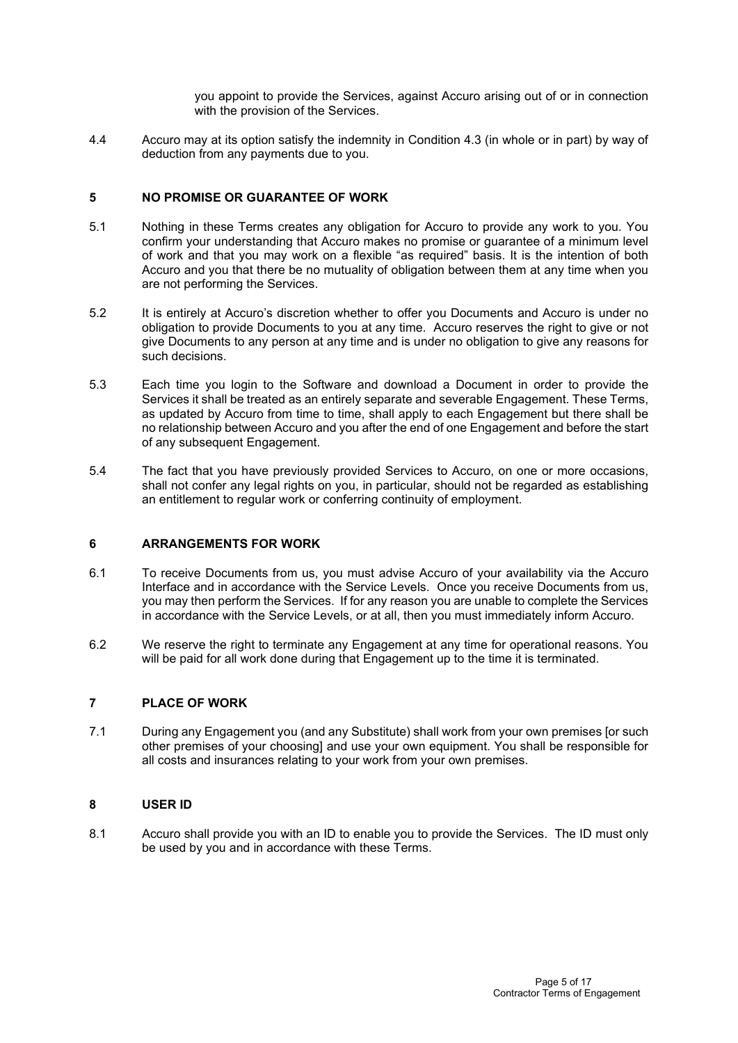you appoint to provide the Services, against Accuro arising out of or in connection with the provision of the Services.

4.4 Accuro may at its option satisfy the indemnity in Condition 4.3 (in whole or in part) by way of deduction from any payments due to you.

## 5 NO PROMISE OR GUARANTEE OF WORK

5.1 Nothing in these Terms creates any obligation for Accuro to provide any work to you. You confirm your understanding that Accuro makes no promise or guarantee of a minimum level of work and that you may work on a flexible "as required" basis. It is the intention of both Accuro and you that there be no mutuality of obligation between them at any time when you are not performing the Services.

5.2 It is entirely at Accuro's discretion whether to offer you Documents and Accuro is under no obligation to provide Documents to you at any time. Accuro reserves the right to give or not give Documents to any person at any time and is under no obligation to give any reasons for such decisions.

5.3 Each time you login to the Software and download a Document in order to provide the Services it shall be treated as an entirely separate and severable Engagement. These Terms, as updated by Accuro from time to time, shall apply to each Engagement but there shall be no relationship between Accuro and you after the end of one Engagement and before the start of any subsequent Engagement.

5.4 The fact that you have previously provided Services to Accuro, on one or more occasions, shall not confer any legal rights on you, in particular, should not be regarded as establishing an entitlement to regular work or conferring continuity of employment.

## 6 ARRANGEMENTS FOR WORK

6.1 To receive Documents from us, you must advise Accuro of your availability via the Accuro Interface and in accordance with the Service Levels. Once you receive Documents from us, you may then perform the Services. If for any reason you are unable to complete the Services in accordance with the Service Levels, or at all, then you must immediately inform Accuro.

6.2 We reserve the right to terminate any Engagement at any time for operational reasons. You will be paid for all work done during that Engagement up to the time it is terminated.

## 7 PLACE OF WORK

7.1 During any Engagement you (and any Substitute) shall work from your own premises [or such other premises of your choosing] and use your own equipment. You shall be responsible for all costs and insurances relating to your work from your own premises.

## 8 USER ID

8.1 Accuro shall provide you with an ID to enable you to provide the Services. The ID must only be used by you and in accordance with these Terms.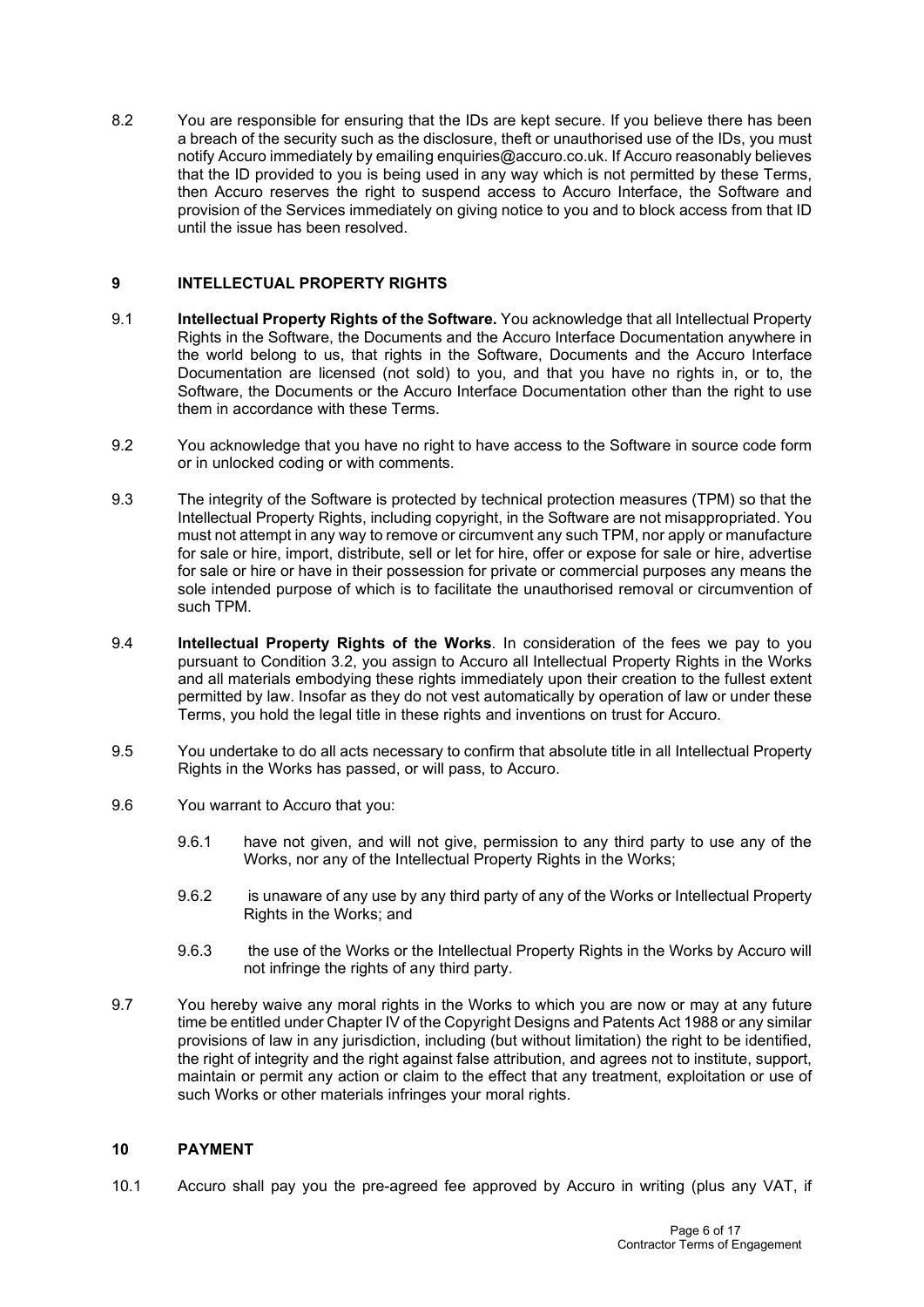8.2 You are responsible for ensuring that the IDs are kept secure. If you believe there has been a breach of the security such as the disclosure, theft or unauthorised use of the IDs, you must notify Accuro immediately by emailing enquiries@accuro.co.uk. If Accuro reasonably believes that the ID provided to you is being used in any way which is not permitted by these Terms, then Accuro reserves the right to suspend access to Accuro Interface, the Software and provision of the Services immediately on giving notice to you and to block access from that ID until the issue has been resolved.

## 9 INTELLECTUAL PROPERTY RIGHTS

9.1 **Intellectual Property Rights of the Software.** You acknowledge that all Intellectual Property Rights in the Software, the Documents and the Accuro Interface Documentation anywhere in the world belong to us, that rights in the Software, Documents and the Accuro Interface Documentation are licensed (not sold) to you, and that you have no rights in, or to, the Software, the Documents or the Accuro Interface Documentation other than the right to use them in accordance with these Terms.

9.2 You acknowledge that you have no right to have access to the Software in source code form or in unlocked coding or with comments.

9.3 The integrity of the Software is protected by technical protection measures (TPM) so that the Intellectual Property Rights, including copyright, in the Software are not misappropriated. You must not attempt in any way to remove or circumvent any such TPM, nor apply or manufacture for sale or hire, import, distribute, sell or let for hire, offer or expose for sale or hire, advertise for sale or hire or have in their possession for private or commercial purposes any means the sole intended purpose of which is to facilitate the unauthorised removal or circumvention of such TPM.

9.4 **Intellectual Property Rights of the Works**. In consideration of the fees we pay to you pursuant to Condition 3.2, you assign to Accuro all Intellectual Property Rights in the Works and all materials embodying these rights immediately upon their creation to the fullest extent permitted by law. Insofar as they do not vest automatically by operation of law or under these Terms, you hold the legal title in these rights and inventions on trust for Accuro.

9.5 You undertake to do all acts necessary to confirm that absolute title in all Intellectual Property Rights in the Works has passed, or will pass, to Accuro.

9.6 You warrant to Accuro that you:

9.6.1 have not given, and will not give, permission to any third party to use any of the Works, nor any of the Intellectual Property Rights in the Works;

9.6.2 is unaware of any use by any third party of any of the Works or Intellectual Property Rights in the Works; and

9.6.3 the use of the Works or the Intellectual Property Rights in the Works by Accuro will not infringe the rights of any third party.

9.7 You hereby waive any moral rights in the Works to which you are now or may at any future time be entitled under Chapter IV of the Copyright Designs and Patents Act 1988 or any similar provisions of law in any jurisdiction, including (but without limitation) the right to be identified, the right of integrity and the right against false attribution, and agrees not to institute, support, maintain or permit any action or claim to the effect that any treatment, exploitation or use of such Works or other materials infringes your moral rights.

## 10 PAYMENT

10.1 Accuro shall pay you the pre-agreed fee approved by Accuro in writing (plus any VAT, if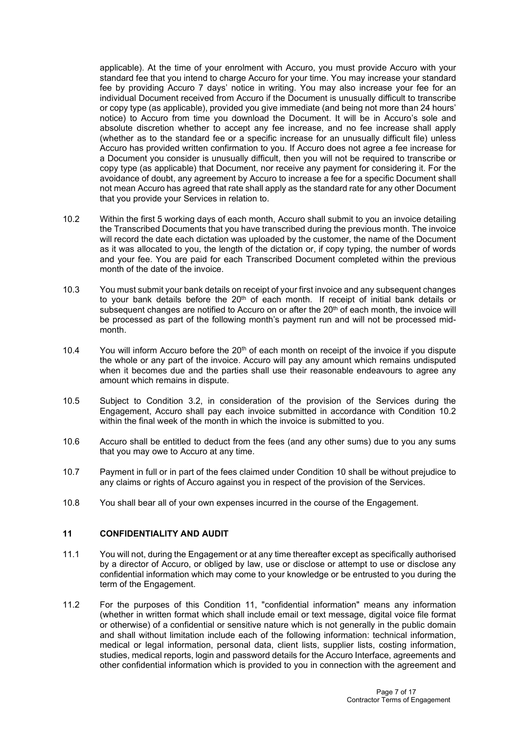applicable). At the time of your enrolment with Accuro, you must provide Accuro with your standard fee that you intend to charge Accuro for your time. You may increase your standard fee by providing Accuro 7 days' notice in writing. You may also increase your fee for an individual Document received from Accuro if the Document is unusually difficult to transcribe or copy type (as applicable), provided you give immediate (and being not more than 24 hours' notice) to Accuro from time you download the Document. It will be in Accuro's sole and absolute discretion whether to accept any fee increase, and no fee increase shall apply (whether as to the standard fee or a specific increase for an unusually difficult file) unless Accuro has provided written confirmation to you. If Accuro does not agree a fee increase for a Document you consider is unusually difficult, then you will not be required to transcribe or copy type (as applicable) that Document, nor receive any payment for considering it. For the avoidance of doubt, any agreement by Accuro to increase a fee for a specific Document shall not mean Accuro has agreed that rate shall apply as the standard rate for any other Document that you provide your Services in relation to.

10.2 Within the first 5 working days of each month, Accuro shall submit to you an invoice detailing the Transcribed Documents that you have transcribed during the previous month. The invoice will record the date each dictation was uploaded by the customer, the name of the Document as it was allocated to you, the length of the dictation or, if copy typing, the number of words and your fee. You are paid for each Transcribed Document completed within the previous month of the date of the invoice.

10.3 You must submit your bank details on receipt of your first invoice and any subsequent changes to your bank details before the 20th of each month. If receipt of initial bank details or subsequent changes are notified to Accuro on or after the 20th of each month, the invoice will be processed as part of the following month's payment run and will not be processed mid-month.

10.4 You will inform Accuro before the 20th of each month on receipt of the invoice if you dispute the whole or any part of the invoice. Accuro will pay any amount which remains undisputed when it becomes due and the parties shall use their reasonable endeavours to agree any amount which remains in dispute.

10.5 Subject to Condition 3.2, in consideration of the provision of the Services during the Engagement, Accuro shall pay each invoice submitted in accordance with Condition 10.2 within the final week of the month in which the invoice is submitted to you.

10.6 Accuro shall be entitled to deduct from the fees (and any other sums) due to you any sums that you may owe to Accuro at any time.

10.7 Payment in full or in part of the fees claimed under Condition 10 shall be without prejudice to any claims or rights of Accuro against you in respect of the provision of the Services.

10.8 You shall bear all of your own expenses incurred in the course of the Engagement.

## 11 CONFIDENTIALITY AND AUDIT

11.1 You will not, during the Engagement or at any time thereafter except as specifically authorised by a director of Accuro, or obliged by law, use or disclose or attempt to use or disclose any confidential information which may come to your knowledge or be entrusted to you during the term of the Engagement.

11.2 For the purposes of this Condition 11, "confidential information" means any information (whether in written format which shall include email or text message, digital voice file format or otherwise) of a confidential or sensitive nature which is not generally in the public domain and shall without limitation include each of the following information: technical information, medical or legal information, personal data, client lists, supplier lists, costing information, studies, medical reports, login and password details for the Accuro Interface, agreements and other confidential information which is provided to you in connection with the agreement and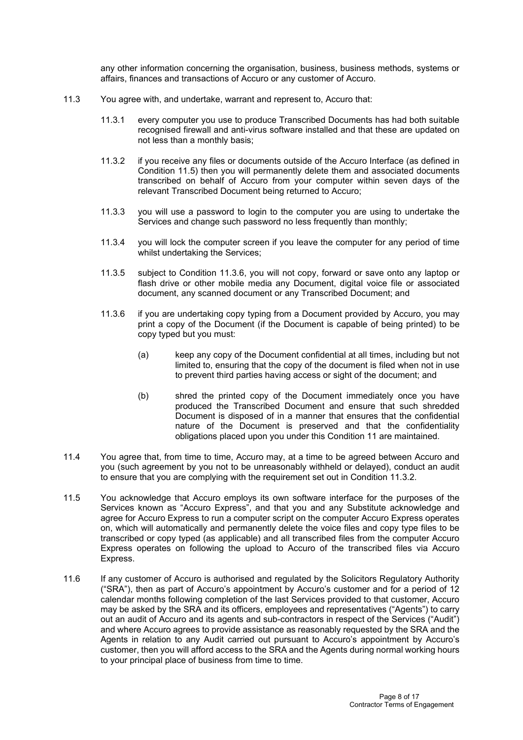any other information concerning the organisation, business, business methods, systems or affairs, finances and transactions of Accuro or any customer of Accuro.

11.3 You agree with, and undertake, warrant and represent to, Accuro that:

11.3.1 every computer you use to produce Transcribed Documents has had both suitable recognised firewall and anti-virus software installed and that these are updated on not less than a monthly basis;

11.3.2 if you receive any files or documents outside of the Accuro Interface (as defined in Condition 11.5) then you will permanently delete them and associated documents transcribed on behalf of Accuro from your computer within seven days of the relevant Transcribed Document being returned to Accuro;

11.3.3 you will use a password to login to the computer you are using to undertake the Services and change such password no less frequently than monthly;

11.3.4 you will lock the computer screen if you leave the computer for any period of time whilst undertaking the Services;

11.3.5 subject to Condition 11.3.6, you will not copy, forward or save onto any laptop or flash drive or other mobile media any Document, digital voice file or associated document, any scanned document or any Transcribed Document; and

11.3.6 if you are undertaking copy typing from a Document provided by Accuro, you may print a copy of the Document (if the Document is capable of being printed) to be copy typed but you must:

(a) keep any copy of the Document confidential at all times, including but not limited to, ensuring that the copy of the document is filed when not in use to prevent third parties having access or sight of the document; and

(b) shred the printed copy of the Document immediately once you have produced the Transcribed Document and ensure that such shredded Document is disposed of in a manner that ensures that the confidential nature of the Document is preserved and that the confidentiality obligations placed upon you under this Condition 11 are maintained.

11.4 You agree that, from time to time, Accuro may, at a time to be agreed between Accuro and you (such agreement by you not to be unreasonably withheld or delayed), conduct an audit to ensure that you are complying with the requirement set out in Condition 11.3.2.

11.5 You acknowledge that Accuro employs its own software interface for the purposes of the Services known as "Accuro Express", and that you and any Substitute acknowledge and agree for Accuro Express to run a computer script on the computer Accuro Express operates on, which will automatically and permanently delete the voice files and copy type files to be transcribed or copy typed (as applicable) and all transcribed files from the computer Accuro Express operates on following the upload to Accuro of the transcribed files via Accuro Express.

11.6 If any customer of Accuro is authorised and regulated by the Solicitors Regulatory Authority ("SRA"), then as part of Accuro's appointment by Accuro's customer and for a period of 12 calendar months following completion of the last Services provided to that customer, Accuro may be asked by the SRA and its officers, employees and representatives ("Agents") to carry out an audit of Accuro and its agents and sub-contractors in respect of the Services ("Audit") and where Accuro agrees to provide assistance as reasonably requested by the SRA and the Agents in relation to any Audit carried out pursuant to Accuro's appointment by Accuro's customer, then you will afford access to the SRA and the Agents during normal working hours to your principal place of business from time to time.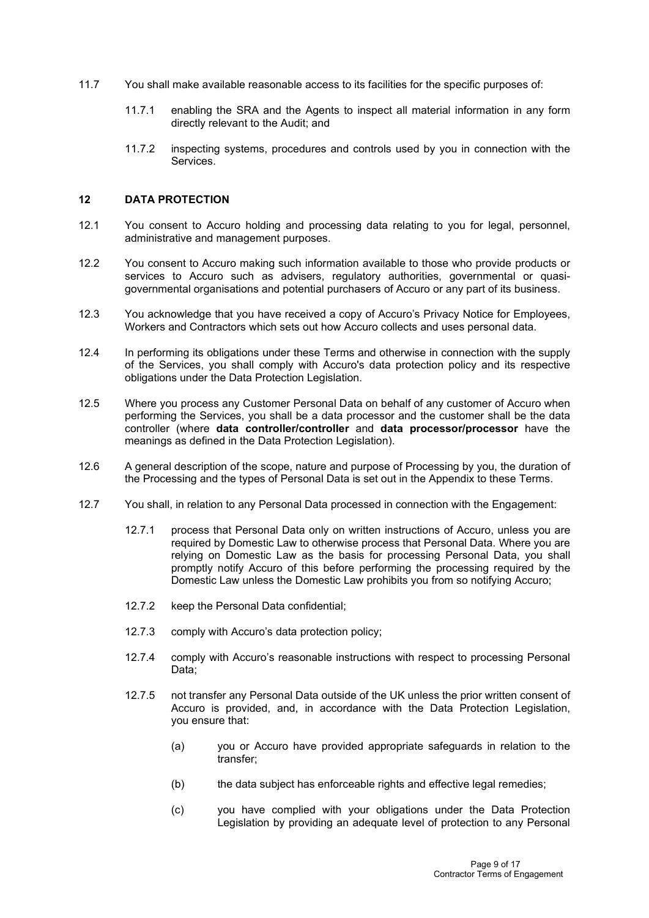11.7 You shall make available reasonable access to its facilities for the specific purposes of:

   11.7.1 enabling the SRA and the Agents to inspect all material information in any form directly relevant to the Audit; and

   11.7.2 inspecting systems, procedures and controls used by you in connection with the Services.

## 12 DATA PROTECTION

12.1 You consent to Accuro holding and processing data relating to you for legal, personnel, administrative and management purposes.

12.2 You consent to Accuro making such information available to those who provide products or services to Accuro such as advisers, regulatory authorities, governmental or quasi-governmental organisations and potential purchasers of Accuro or any part of its business.

12.3 You acknowledge that you have received a copy of Accuro's Privacy Notice for Employees, Workers and Contractors which sets out how Accuro collects and uses personal data.

12.4 In performing its obligations under these Terms and otherwise in connection with the supply of the Services, you shall comply with Accuro's data protection policy and its respective obligations under the Data Protection Legislation.

12.5 Where you process any Customer Personal Data on behalf of any customer of Accuro when performing the Services, you shall be a data processor and the customer shall be the data controller (where **data controller/controller** and **data processor/processor** have the meanings as defined in the Data Protection Legislation).

12.6 A general description of the scope, nature and purpose of Processing by you, the duration of the Processing and the types of Personal Data is set out in the Appendix to these Terms.

12.7 You shall, in relation to any Personal Data processed in connection with the Engagement:

   12.7.1 process that Personal Data only on written instructions of Accuro, unless you are required by Domestic Law to otherwise process that Personal Data. Where you are relying on Domestic Law as the basis for processing Personal Data, you shall promptly notify Accuro of this before performing the processing required by the Domestic Law unless the Domestic Law prohibits you from so notifying Accuro;

   12.7.2 keep the Personal Data confidential;

   12.7.3 comply with Accuro's data protection policy;

   12.7.4 comply with Accuro's reasonable instructions with respect to processing Personal Data;

   12.7.5 not transfer any Personal Data outside of the UK unless the prior written consent of Accuro is provided, and, in accordance with the Data Protection Legislation, you ensure that:

      (a) you or Accuro have provided appropriate safeguards in relation to the transfer;

      (b) the data subject has enforceable rights and effective legal remedies;

      (c) you have complied with your obligations under the Data Protection Legislation by providing an adequate level of protection to any Personal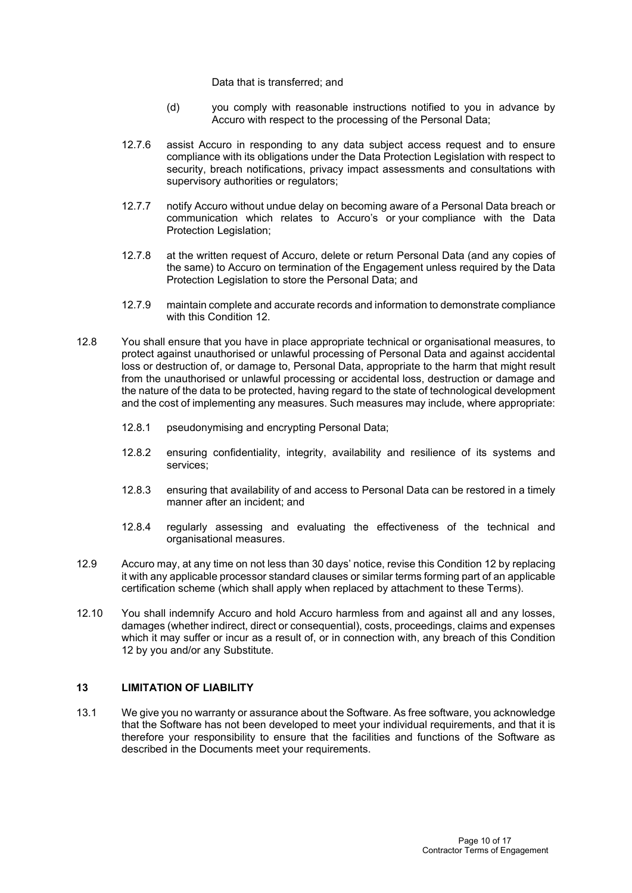Data that is transferred; and

(d) you comply with reasonable instructions notified to you in advance by Accuro with respect to the processing of the Personal Data;

12.7.6 assist Accuro in responding to any data subject access request and to ensure compliance with its obligations under the Data Protection Legislation with respect to security, breach notifications, privacy impact assessments and consultations with supervisory authorities or regulators;

12.7.7 notify Accuro without undue delay on becoming aware of a Personal Data breach or communication which relates to Accuro's or your compliance with the Data Protection Legislation;

12.7.8 at the written request of Accuro, delete or return Personal Data (and any copies of the same) to Accuro on termination of the Engagement unless required by the Data Protection Legislation to store the Personal Data; and

12.7.9 maintain complete and accurate records and information to demonstrate compliance with this Condition 12.

12.8 You shall ensure that you have in place appropriate technical or organisational measures, to protect against unauthorised or unlawful processing of Personal Data and against accidental loss or destruction of, or damage to, Personal Data, appropriate to the harm that might result from the unauthorised or unlawful processing or accidental loss, destruction or damage and the nature of the data to be protected, having regard to the state of technological development and the cost of implementing any measures. Such measures may include, where appropriate:

12.8.1 pseudonymising and encrypting Personal Data;

12.8.2 ensuring confidentiality, integrity, availability and resilience of its systems and services;

12.8.3 ensuring that availability of and access to Personal Data can be restored in a timely manner after an incident; and

12.8.4 regularly assessing and evaluating the effectiveness of the technical and organisational measures.

12.9 Accuro may, at any time on not less than 30 days' notice, revise this Condition 12 by replacing it with any applicable processor standard clauses or similar terms forming part of an applicable certification scheme (which shall apply when replaced by attachment to these Terms).

12.10 You shall indemnify Accuro and hold Accuro harmless from and against all and any losses, damages (whether indirect, direct or consequential), costs, proceedings, claims and expenses which it may suffer or incur as a result of, or in connection with, any breach of this Condition 12 by you and/or any Substitute.

## 13 LIMITATION OF LIABILITY

13.1 We give you no warranty or assurance about the Software. As free software, you acknowledge that the Software has not been developed to meet your individual requirements, and that it is therefore your responsibility to ensure that the facilities and functions of the Software as described in the Documents meet your requirements.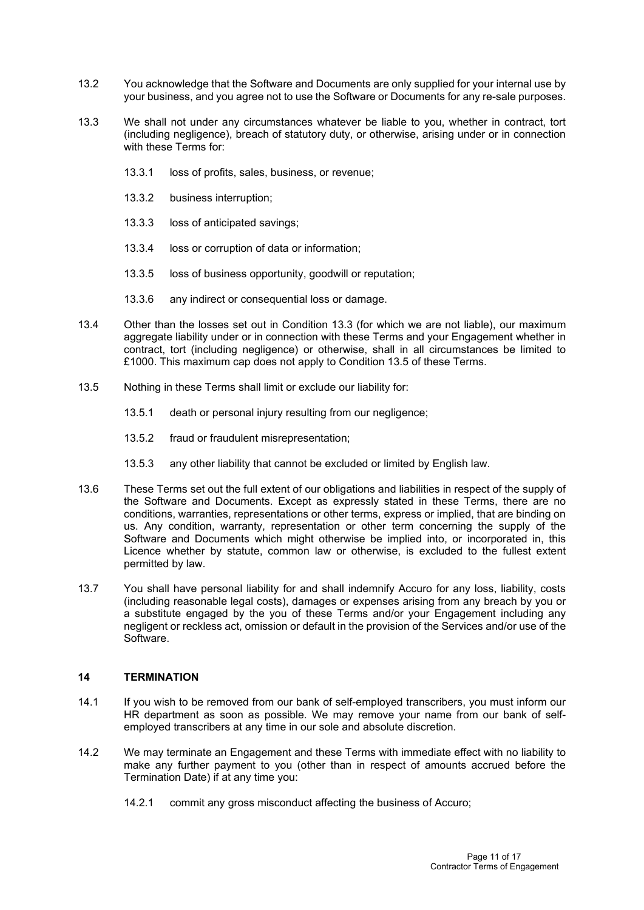13.2 You acknowledge that the Software and Documents are only supplied for your internal use by your business, and you agree not to use the Software or Documents for any re-sale purposes.

13.3 We shall not under any circumstances whatever be liable to you, whether in contract, tort (including negligence), breach of statutory duty, or otherwise, arising under or in connection with these Terms for:

13.3.1 loss of profits, sales, business, or revenue;

13.3.2 business interruption;

13.3.3 loss of anticipated savings;

13.3.4 loss or corruption of data or information;

13.3.5 loss of business opportunity, goodwill or reputation;

13.3.6 any indirect or consequential loss or damage.

13.4 Other than the losses set out in Condition 13.3 (for which we are not liable), our maximum aggregate liability under or in connection with these Terms and your Engagement whether in contract, tort (including negligence) or otherwise, shall in all circumstances be limited to £1000. This maximum cap does not apply to Condition 13.5 of these Terms.

13.5 Nothing in these Terms shall limit or exclude our liability for:

13.5.1 death or personal injury resulting from our negligence;

13.5.2 fraud or fraudulent misrepresentation;

13.5.3 any other liability that cannot be excluded or limited by English law.

13.6 These Terms set out the full extent of our obligations and liabilities in respect of the supply of the Software and Documents. Except as expressly stated in these Terms, there are no conditions, warranties, representations or other terms, express or implied, that are binding on us. Any condition, warranty, representation or other term concerning the supply of the Software and Documents which might otherwise be implied into, or incorporated in, this Licence whether by statute, common law or otherwise, is excluded to the fullest extent permitted by law.

13.7 You shall have personal liability for and shall indemnify Accuro for any loss, liability, costs (including reasonable legal costs), damages or expenses arising from any breach by you or a substitute engaged by the you of these Terms and/or your Engagement including any negligent or reckless act, omission or default in the provision of the Services and/or use of the Software.

## 14 TERMINATION

14.1 If you wish to be removed from our bank of self-employed transcribers, you must inform our HR department as soon as possible. We may remove your name from our bank of self-employed transcribers at any time in our sole and absolute discretion.

14.2 We may terminate an Engagement and these Terms with immediate effect with no liability to make any further payment to you (other than in respect of amounts accrued before the Termination Date) if at any time you:

14.2.1 commit any gross misconduct affecting the business of Accuro;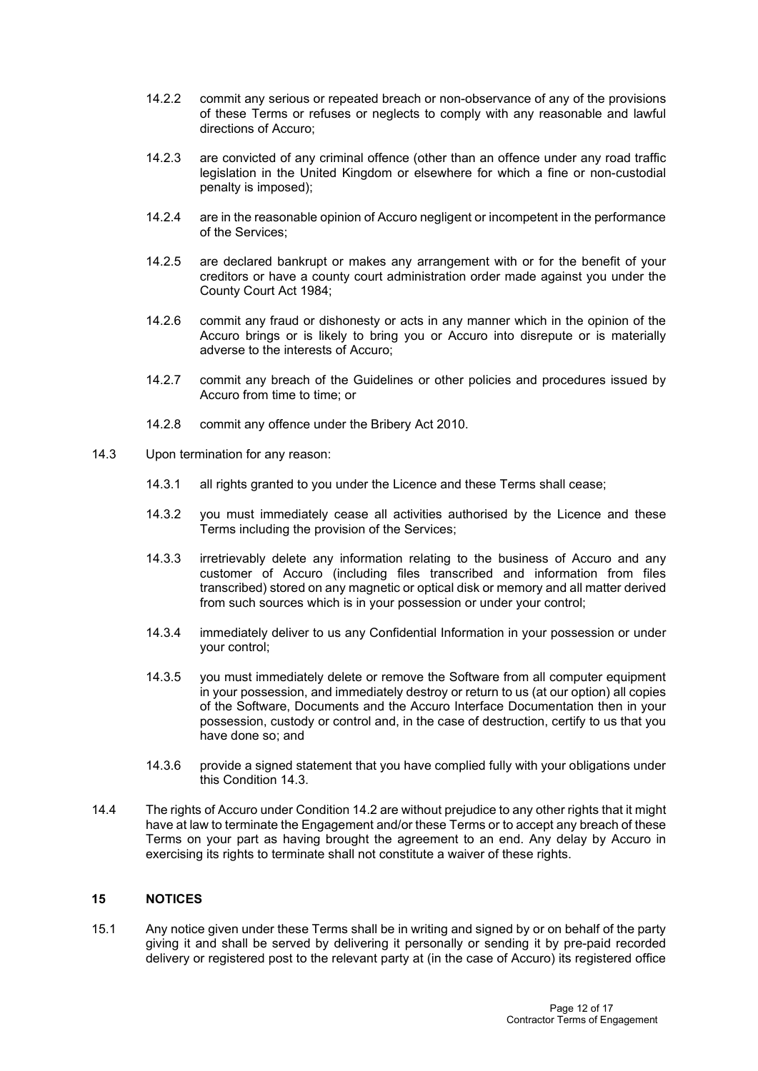14.2.2 commit any serious or repeated breach or non-observance of any of the provisions of these Terms or refuses or neglects to comply with any reasonable and lawful directions of Accuro;

14.2.3 are convicted of any criminal offence (other than an offence under any road traffic legislation in the United Kingdom or elsewhere for which a fine or non-custodial penalty is imposed);

14.2.4 are in the reasonable opinion of Accuro negligent or incompetent in the performance of the Services;

14.2.5 are declared bankrupt or makes any arrangement with or for the benefit of your creditors or have a county court administration order made against you under the County Court Act 1984;

14.2.6 commit any fraud or dishonesty or acts in any manner which in the opinion of the Accuro brings or is likely to bring you or Accuro into disrepute or is materially adverse to the interests of Accuro;

14.2.7 commit any breach of the Guidelines or other policies and procedures issued by Accuro from time to time; or

14.2.8 commit any offence under the Bribery Act 2010.

14.3 Upon termination for any reason:

14.3.1 all rights granted to you under the Licence and these Terms shall cease;

14.3.2 you must immediately cease all activities authorised by the Licence and these Terms including the provision of the Services;

14.3.3 irretrievably delete any information relating to the business of Accuro and any customer of Accuro (including files transcribed and information from files transcribed) stored on any magnetic or optical disk or memory and all matter derived from such sources which is in your possession or under your control;

14.3.4 immediately deliver to us any Confidential Information in your possession or under your control;

14.3.5 you must immediately delete or remove the Software from all computer equipment in your possession, and immediately destroy or return to us (at our option) all copies of the Software, Documents and the Accuro Interface Documentation then in your possession, custody or control and, in the case of destruction, certify to us that you have done so; and

14.3.6 provide a signed statement that you have complied fully with your obligations under this Condition 14.3.

14.4 The rights of Accuro under Condition 14.2 are without prejudice to any other rights that it might have at law to terminate the Engagement and/or these Terms or to accept any breach of these Terms on your part as having brought the agreement to an end. Any delay by Accuro in exercising its rights to terminate shall not constitute a waiver of these rights.

## 15 NOTICES

15.1 Any notice given under these Terms shall be in writing and signed by or on behalf of the party giving it and shall be served by delivering it personally or sending it by pre-paid recorded delivery or registered post to the relevant party at (in the case of Accuro) its registered office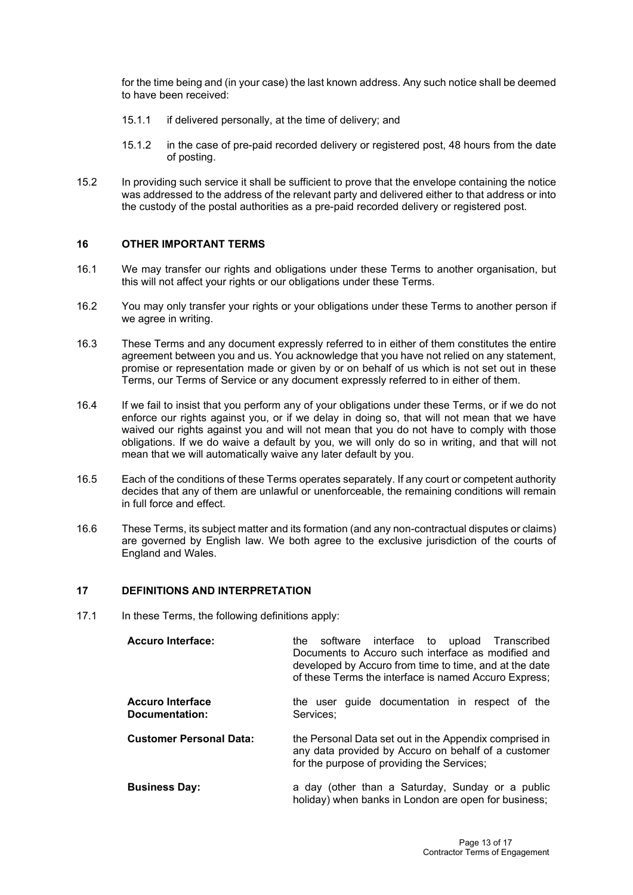for the time being and (in your case) the last known address. Any such notice shall be deemed to have been received:

15.1.1 if delivered personally, at the time of delivery; and

15.1.2 in the case of pre-paid recorded delivery or registered post, 48 hours from the date of posting.

15.2 In providing such service it shall be sufficient to prove that the envelope containing the notice was addressed to the address of the relevant party and delivered either to that address or into the custody of the postal authorities as a pre-paid recorded delivery or registered post.

## 16 OTHER IMPORTANT TERMS

16.1 We may transfer our rights and obligations under these Terms to another organisation, but this will not affect your rights or our obligations under these Terms.

16.2 You may only transfer your rights or your obligations under these Terms to another person if we agree in writing.

16.3 These Terms and any document expressly referred to in either of them constitutes the entire agreement between you and us. You acknowledge that you have not relied on any statement, promise or representation made or given by or on behalf of us which is not set out in these Terms, our Terms of Service or any document expressly referred to in either of them.

16.4 If we fail to insist that you perform any of your obligations under these Terms, or if we do not enforce our rights against you, or if we delay in doing so, that will not mean that we have waived our rights against you and will not mean that you do not have to comply with those obligations. If we do waive a default by you, we will only do so in writing, and that will not mean that we will automatically waive any later default by you.

16.5 Each of the conditions of these Terms operates separately. If any court or competent authority decides that any of them are unlawful or unenforceable, the remaining conditions will remain in full force and effect.

16.6 These Terms, its subject matter and its formation (and any non-contractual disputes or claims) are governed by English law. We both agree to the exclusive jurisdiction of the courts of England and Wales.

## 17 DEFINITIONS AND INTERPRETATION

17.1 In these Terms, the following definitions apply:

**Accuro Interface:** the software interface to upload Transcribed Documents to Accuro such interface as modified and developed by Accuro from time to time, and at the date of these Terms the interface is named Accuro Express;

**Accuro Interface Documentation:** the user guide documentation in respect of the Services;

**Customer Personal Data:** the Personal Data set out in the Appendix comprised in any data provided by Accuro on behalf of a customer for the purpose of providing the Services;

**Business Day:** a day (other than a Saturday, Sunday or a public holiday) when banks in London are open for business;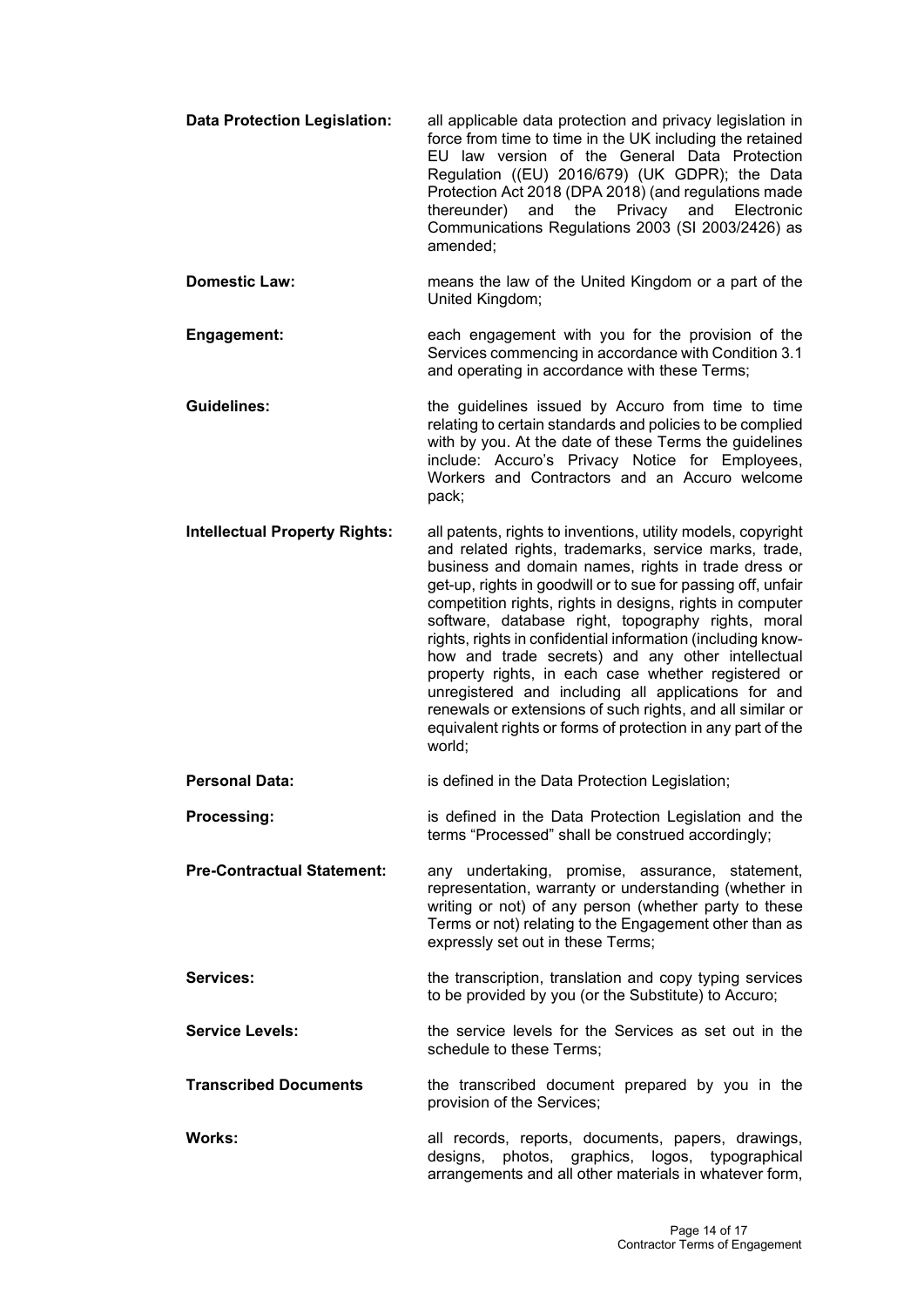**Data Protection Legislation:** all applicable data protection and privacy legislation in force from time to time in the UK including the retained EU law version of the General Data Protection Regulation ((EU) 2016/679) (UK GDPR); the Data Protection Act 2018 (DPA 2018) (and regulations made thereunder) and the Privacy and Electronic Communications Regulations 2003 (SI 2003/2426) as amended;

**Domestic Law:** means the law of the United Kingdom or a part of the United Kingdom;

**Engagement:** each engagement with you for the provision of the Services commencing in accordance with Condition 3.1 and operating in accordance with these Terms;

**Guidelines:** the guidelines issued by Accuro from time to time relating to certain standards and policies to be complied with by you. At the date of these Terms the guidelines include: Accuro's Privacy Notice for Employees, Workers and Contractors and an Accuro welcome pack;

**Intellectual Property Rights:** all patents, rights to inventions, utility models, copyright and related rights, trademarks, service marks, trade, business and domain names, rights in trade dress or get-up, rights in goodwill or to sue for passing off, unfair competition rights, rights in designs, rights in computer software, database right, topography rights, moral rights, rights in confidential information (including know-how and trade secrets) and any other intellectual property rights, in each case whether registered or unregistered and including all applications for and renewals or extensions of such rights, and all similar or equivalent rights or forms of protection in any part of the world;

**Personal Data:** is defined in the Data Protection Legislation;

**Processing:** is defined in the Data Protection Legislation and the terms "Processed" shall be construed accordingly;

**Pre-Contractual Statement:** any undertaking, promise, assurance, statement, representation, warranty or understanding (whether in writing or not) of any person (whether party to these Terms or not) relating to the Engagement other than as expressly set out in these Terms;

**Services:** the transcription, translation and copy typing services to be provided by you (or the Substitute) to Accuro;

**Service Levels:** the service levels for the Services as set out in the schedule to these Terms;

**Transcribed Documents** the transcribed document prepared by you in the provision of the Services;

**Works:** all records, reports, documents, papers, drawings, designs, photos, graphics, logos, typographical arrangements and all other materials in whatever form,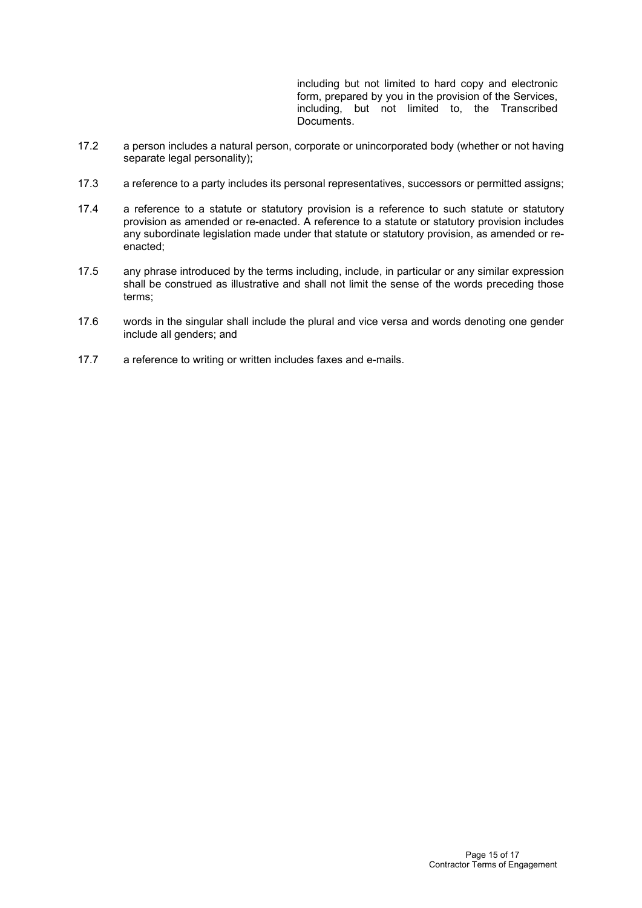including but not limited to hard copy and electronic form, prepared by you in the provision of the Services, including, but not limited to, the Transcribed Documents.

17.2 a person includes a natural person, corporate or unincorporated body (whether or not having separate legal personality);

17.3 a reference to a party includes its personal representatives, successors or permitted assigns;

17.4 a reference to a statute or statutory provision is a reference to such statute or statutory provision as amended or re-enacted. A reference to a statute or statutory provision includes any subordinate legislation made under that statute or statutory provision, as amended or re-enacted;

17.5 any phrase introduced by the terms including, include, in particular or any similar expression shall be construed as illustrative and shall not limit the sense of the words preceding those terms;

17.6 words in the singular shall include the plural and vice versa and words denoting one gender include all genders; and

17.7 a reference to writing or written includes faxes and e-mails.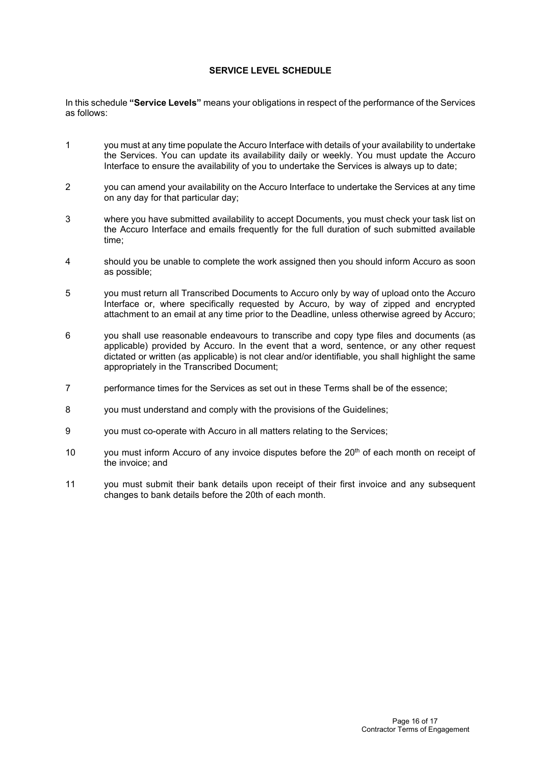## SERVICE LEVEL SCHEDULE

In this schedule **"Service Levels"** means your obligations in respect of the performance of the Services as follows:

1. you must at any time populate the Accuro Interface with details of your availability to undertake the Services. You can update its availability daily or weekly. You must update the Accuro Interface to ensure the availability of you to undertake the Services is always up to date;

2. you can amend your availability on the Accuro Interface to undertake the Services at any time on any day for that particular day;

3. where you have submitted availability to accept Documents, you must check your task list on the Accuro Interface and emails frequently for the full duration of such submitted available time;

4. should you be unable to complete the work assigned then you should inform Accuro as soon as possible;

5. you must return all Transcribed Documents to Accuro only by way of upload onto the Accuro Interface or, where specifically requested by Accuro, by way of zipped and encrypted attachment to an email at any time prior to the Deadline, unless otherwise agreed by Accuro;

6. you shall use reasonable endeavours to transcribe and copy type files and documents (as applicable) provided by Accuro. In the event that a word, sentence, or any other request dictated or written (as applicable) is not clear and/or identifiable, you shall highlight the same appropriately in the Transcribed Document;

7. performance times for the Services as set out in these Terms shall be of the essence;

8. you must understand and comply with the provisions of the Guidelines;

9. you must co-operate with Accuro in all matters relating to the Services;

10. you must inform Accuro of any invoice disputes before the 20th of each month on receipt of the invoice; and

11. you must submit their bank details upon receipt of their first invoice and any subsequent changes to bank details before the 20th of each month.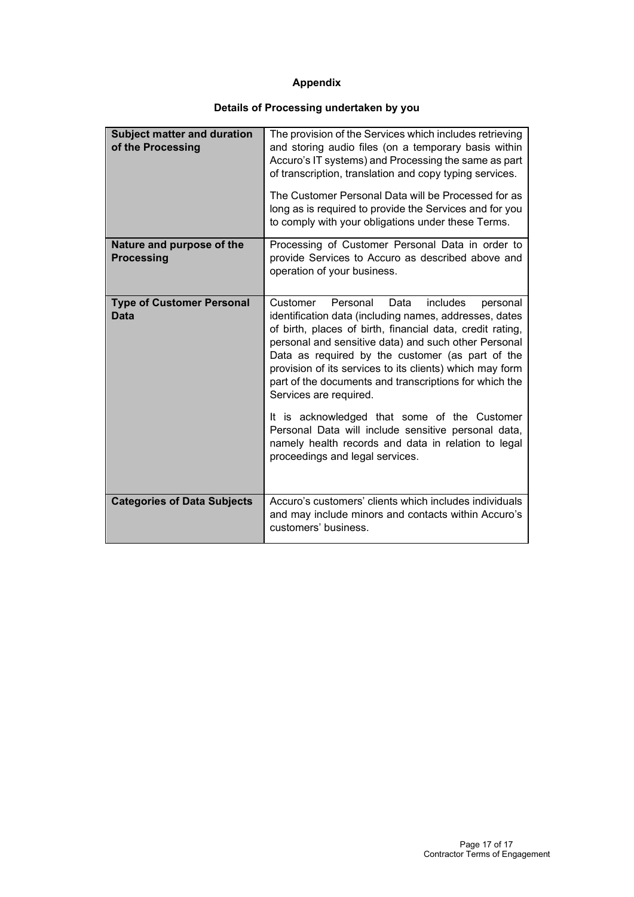## Appendix

### Details of Processing undertaken by you

| | |
|---|---|
| **Subject matter and duration of the Processing** | The provision of the Services which includes retrieving and storing audio files (on a temporary basis within Accuro's IT systems) and Processing the same as part of transcription, translation and copy typing services.<br><br>The Customer Personal Data will be Processed for as long as is required to provide the Services and for you to comply with your obligations under these Terms. |
| **Nature and purpose of the Processing** | Processing of Customer Personal Data in order to provide Services to Accuro as described above and operation of your business. |
| **Type of Customer Personal Data** | Customer Personal Data includes personal identification data (including names, addresses, dates of birth, places of birth, financial data, credit rating, personal and sensitive data) and such other Personal Data as required by the customer (as part of the provision of its services to its clients) which may form part of the documents and transcriptions for which the Services are required.<br><br>It is acknowledged that some of the Customer Personal Data will include sensitive personal data, namely health records and data in relation to legal proceedings and legal services. |
| **Categories of Data Subjects** | Accuro's customers' clients which includes individuals and may include minors and contacts within Accuro's customers' business. |